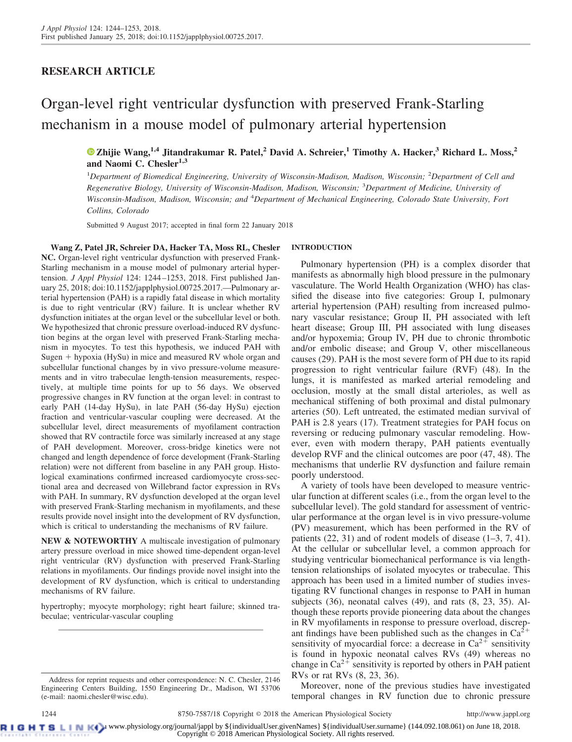RESEARCH ARTICLE

# Organ-level right ventricular dysfunction with preserved Frank-Starling mechanism in a mouse model of pulmonary arterial hypertension

**Zhijie Wang,[1,4] Jitandrakumar R. Patel,[2] David A. Schreier,[1] Timothy A. Hacker,[3] Richard L. Moss,[2] and Naomi C. Chesler[1,3]**

[1]Department of Biomedical Engineering, University of Wisconsin-Madison, Madison, Wisconsin; [2]Department of Cell and Regenerative Biology, University of Wisconsin-Madison, Madison, Wisconsin; [3]Department of Medicine, University of Wisconsin-Madison, Madison, Wisconsin; and [4]Department of Mechanical Engineering, Colorado State University, Fort Collins, Colorado

Submitted 9 August 2017; accepted in final form 22 January 2018

**Wang Z, Patel JR, Schreier DA, Hacker TA, Moss RL, Chesler NC.** Organ-level right ventricular dysfunction with preserved Frank-Starling mechanism in a mouse model of pulmonary arterial hypertension. *J Appl Physiol* 124: 1244–1253, 2018. First published January 25, 2018; doi:10.1152/japplphysiol.00725.2017.—Pulmonary arterial hypertension (PAH) is a rapidly fatal disease in which mortality is due to right ventricular (RV) failure. It is unclear whether RV dysfunction initiates at the organ level or the subcellular level or both. We hypothesized that chronic pressure overload-induced RV dysfunction begins at the organ level with preserved Frank-Starling mechanism in myocytes. To test this hypothesis, we induced PAH with Sugen + hypoxia (HySu) in mice and measured RV whole organ and subcellular functional changes by in vivo pressure-volume measurements and in vitro trabeculae length-tension measurements, respectively, at multiple time points for up to 56 days. We observed progressive changes in RV function at the organ level: in contrast to early PAH (14-day HySu), in late PAH (56-day HySu) ejection fraction and ventricular-vascular coupling were decreased. At the subcellular level, direct measurements of myofilament contraction showed that RV contractile force was similarly increased at any stage of PAH development. Moreover, cross-bridge kinetics were not changed and length dependence of force development (Frank-Starling relation) were not different from baseline in any PAH group. Histological examinations confirmed increased cardiomyocyte cross-sectional area and decreased von Willebrand factor expression in RVs with PAH. In summary, RV dysfunction developed at the organ level with preserved Frank-Starling mechanism in myofilaments, and these results provide novel insight into the development of RV dysfunction, which is critical to understanding the mechanisms of RV failure.

**NEW & NOTEWORTHY** A multiscale investigation of pulmonary artery pressure overload in mice showed time-dependent organ-level right ventricular (RV) dysfunction with preserved Frank-Starling relations in myofilaments. Our findings provide novel insight into the development of RV dysfunction, which is critical to understanding mechanisms of RV failure.

hypertrophy; myocyte morphology; right heart failure; skinned trabeculae; ventricular-vascular coupling

## INTRODUCTION

Pulmonary hypertension (PH) is a complex disorder that manifests as abnormally high blood pressure in the pulmonary vasculature. The World Health Organization (WHO) has classified the disease into five categories: Group I, pulmonary arterial hypertension (PAH) resulting from increased pulmonary vascular resistance; Group II, PH associated with left heart disease; Group III, PH associated with lung diseases and/or hypoxemia; Group IV, PH due to chronic thrombotic and/or embolic disease; and Group V, other miscellaneous causes (29). PAH is the most severe form of PH due to its rapid progression to right ventricular failure (RVF) (48). In the lungs, it is manifested as marked arterial remodeling and occlusion, mostly at the small distal arterioles, as well as mechanical stiffening of both proximal and distal pulmonary arteries (50). Left untreated, the estimated median survival of PAH is 2.8 years (17). Treatment strategies for PAH focus on reversing or reducing pulmonary vascular remodeling. However, even with modern therapy, PAH patients eventually develop RVF and the clinical outcomes are poor (47, 48). The mechanisms that underlie RV dysfunction and failure remain poorly understood.

A variety of tools have been developed to measure ventricular function at different scales (i.e., from the organ level to the subcellular level). The gold standard for assessment of ventricular performance at the organ level is in vivo pressure-volume (PV) measurement, which has been performed in the RV of patients (22, 31) and of rodent models of disease (1–3, 7, 41). At the cellular or subcellular level, a common approach for studying ventricular biomechanical performance is via length-tension relationships of isolated myocytes or trabeculae. This approach has been used in a limited number of studies investigating RV functional changes in response to PAH in human subjects (36), neonatal calves (49), and rats (8, 23, 35). Although these reports provide pioneering data about the changes in RV myofilaments in response to pressure overload, discrepant findings have been published such as the changes in $Ca^{2+}$ sensitivity of myocardial force: a decrease in $Ca^{2+}$ sensitivity is found in hypoxic neonatal calves RVs (49) whereas no change in $Ca^{2+}$ sensitivity is reported by others in PAH patient RVs or rat RVs (8, 23, 36).

Moreover, none of the previous studies have investigated temporal changes in RV function due to chronic pressure

---

Address for reprint requests and other correspondence: N. C. Chesler, 2146 Engineering Centers Building, 1550 Engineering Dr., Madison, WI 53706 (e-mail: naomi.chesler@wisc.edu).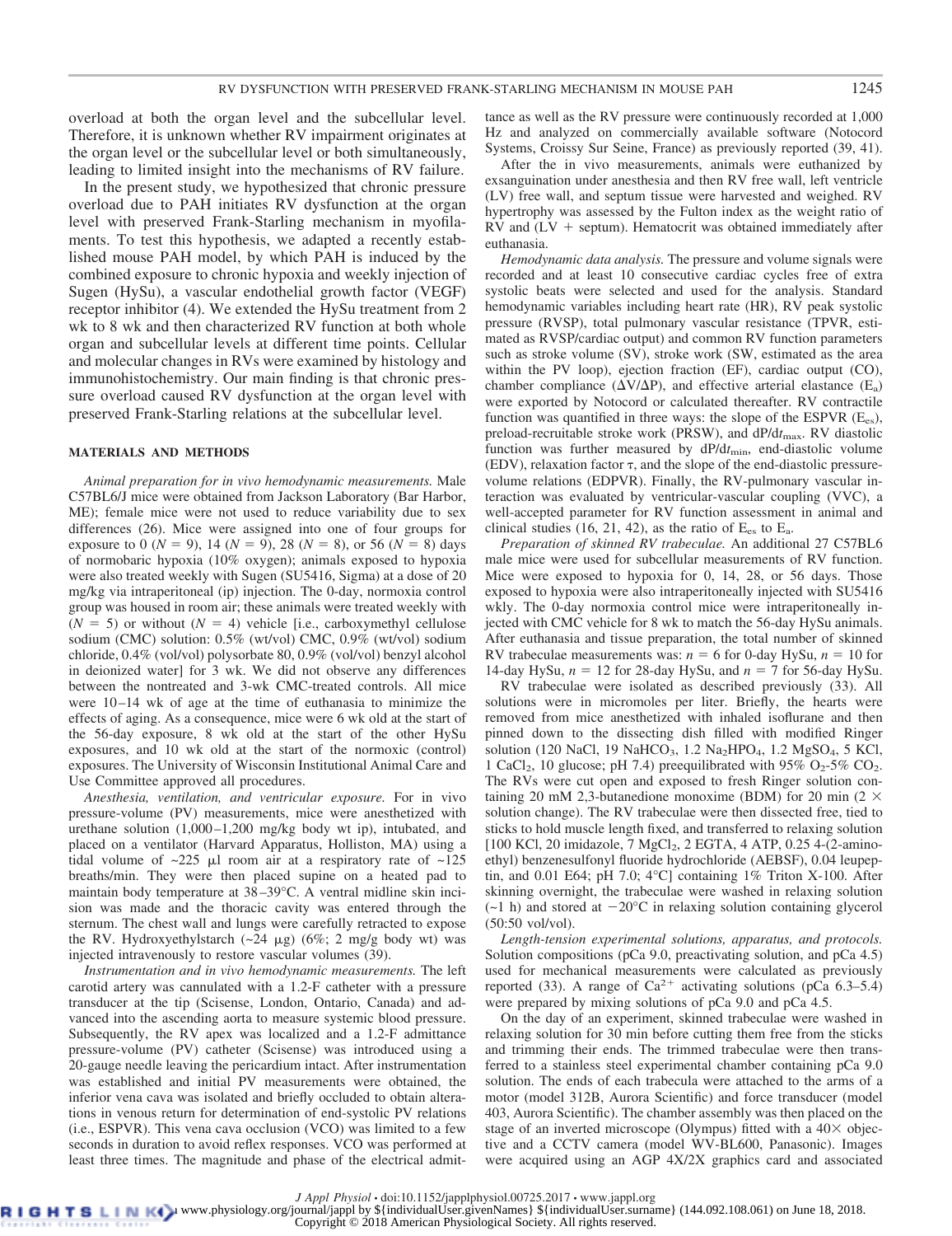overload at both the organ level and the subcellular level. Therefore, it is unknown whether RV impairment originates at the organ level or the subcellular level or both simultaneously, leading to limited insight into the mechanisms of RV failure.

In the present study, we hypothesized that chronic pressure overload due to PAH initiates RV dysfunction at the organ level with preserved Frank-Starling mechanism in myofilaments. To test this hypothesis, we adapted a recently established mouse PAH model, by which PAH is induced by the combined exposure to chronic hypoxia and weekly injection of Sugen (HySu), a vascular endothelial growth factor (VEGF) receptor inhibitor (4). We extended the HySu treatment from 2 wk to 8 wk and then characterized RV function at both whole organ and subcellular levels at different time points. Cellular and molecular changes in RVs were examined by histology and immunohistochemistry. Our main finding is that chronic pressure overload caused RV dysfunction at the organ level with preserved Frank-Starling relations at the subcellular level.

## MATERIALS AND METHODS

*Animal preparation for in vivo hemodynamic measurements.* Male C57BL6/J mice were obtained from Jackson Laboratory (Bar Harbor, ME); female mice were not used to reduce variability due to sex differences (26). Mice were assigned into one of four groups for exposure to 0 ($N = 9$), 14 ($N = 9$), 28 ($N = 8$), or 56 ($N = 8$) days of normobaric hypoxia (10% oxygen); animals exposed to hypoxia were also treated weekly with Sugen (SU5416, Sigma) at a dose of 20 mg/kg via intraperitoneal (ip) injection. The 0-day, normoxia control group was housed in room air; these animals were treated weekly with ($N = 5$) or without ($N = 4$) vehicle [i.e., carboxymethyl cellulose sodium (CMC) solution: 0.5% (wt/vol) CMC, 0.9% (wt/vol) sodium chloride, 0.4% (vol/vol) polysorbate 80, 0.9% (vol/vol) benzyl alcohol in deionized water] for 3 wk. We did not observe any differences between the nontreated and 3-wk CMC-treated controls. All mice were 10–14 wk of age at the time of euthanasia to minimize the effects of aging. As a consequence, mice were 6 wk old at the start of the 56-day exposure, 8 wk old at the start of the other HySu exposures, and 10 wk old at the start of the normoxic (control) exposures. The University of Wisconsin Institutional Animal Care and Use Committee approved all procedures.

*Anesthesia, ventilation, and ventricular exposure.* For in vivo pressure-volume (PV) measurements, mice were anesthetized with urethane solution (1,000–1,200 mg/kg body wt ip), intubated, and placed on a ventilator (Harvard Apparatus, Holliston, MA) using a tidal volume of ~225 μl room air at a respiratory rate of ~125 breaths/min. They were then placed supine on a heated pad to maintain body temperature at 38–39°C. A ventral midline skin incision was made and the thoracic cavity was entered through the sternum. The chest wall and lungs were carefully retracted to expose the RV. Hydroxyethylstarch (~24 μg) (6%; 2 mg/g body wt) was injected intravenously to restore vascular volumes (39).

*Instrumentation and in vivo hemodynamic measurements.* The left carotid artery was cannulated with a 1.2-F catheter with a pressure transducer at the tip (Scisense, London, Ontario, Canada) and advanced into the ascending aorta to measure systemic blood pressure. Subsequently, the RV apex was localized and a 1.2-F admittance pressure-volume (PV) catheter (Scisense) was introduced using a 20-gauge needle leaving the pericardium intact. After instrumentation was established and initial PV measurements were obtained, the inferior vena cava was isolated and briefly occluded to obtain alterations in venous return for determination of end-systolic PV relations (i.e., ESPVR). This vena cava occlusion (VCO) was limited to a few seconds in duration to avoid reflex responses. VCO was performed at least three times. The magnitude and phase of the electrical admittance as well as the RV pressure were continuously recorded at 1,000 Hz and analyzed on commercially available software (Notocord Systems, Croissy Sur Seine, France) as previously reported (39, 41).

After the in vivo measurements, animals were euthanized by exsanguination under anesthesia and then RV free wall, left ventricle (LV) free wall, and septum tissue were harvested and weighed. RV hypertrophy was assessed by the Fulton index as the weight ratio of RV and (LV + septum). Hematocrit was obtained immediately after euthanasia.

*Hemodynamic data analysis.* The pressure and volume signals were recorded and at least 10 consecutive cardiac cycles free of extra systolic beats were selected and used for the analysis. Standard hemodynamic variables including heart rate (HR), RV peak systolic pressure (RVSP), total pulmonary vascular resistance (TPVR, estimated as RVSP/cardiac output) and common RV function parameters such as stroke volume (SV), stroke work (SW, estimated as the area within the PV loop), ejection fraction (EF), cardiac output (CO), chamber compliance ($\Delta V/\Delta P$), and effective arterial elastance ($E_a$) were exported by Notocord or calculated thereafter. RV contractile function was quantified in three ways: the slope of the ESPVR ($E_{es}$), preload-recruitable stroke work (PRSW), and $dP/dt_{max}$. RV diastolic function was further measured by $dP/dt_{min}$, end-diastolic volume (EDV), relaxation factor $\tau$, and the slope of the end-diastolic pressure-volume relations (EDPVR). Finally, the RV-pulmonary vascular interaction was evaluated by ventricular-vascular coupling (VVC), a well-accepted parameter for RV function assessment in animal and clinical studies (16, 21, 42), as the ratio of $E_{es}$ to $E_a$.

*Preparation of skinned RV trabeculae.* An additional 27 C57BL6 male mice were used for subcellular measurements of RV function. Mice were exposed to hypoxia for 0, 14, 28, or 56 days. Those exposed to hypoxia were also intraperitoneally injected with SU5416 wkly. The 0-day normoxia control mice were intraperitoneally injected with CMC vehicle for 8 wk to match the 56-day HySu animals. After euthanasia and tissue preparation, the total number of skinned RV trabeculae measurements was: $n = 6$ for 0-day HySu, $n = 10$ for 14-day HySu, $n = 12$ for 28-day HySu, and $n = 7$ for 56-day HySu.

RV trabeculae were isolated as described previously (33). All solutions were in micromoles per liter. Briefly, the hearts were removed from mice anesthetized with inhaled isoflurane and then pinned down to the dissecting dish filled with modified Ringer solution (120 NaCl, 19 $NaHCO_3$, 1.2 $Na_2HPO_4$, 1.2 $MgSO_4$, 5 KCl, 1 $CaCl_2$, 10 glucose; pH 7.4) preequilibrated with 95% $O_2$-5% $CO_2$. The RVs were cut open and exposed to fresh Ringer solution containing 20 mM 2,3-butanedione monoxime (BDM) for 20 min (2 × solution change). The RV trabeculae were then dissected free, tied to sticks to hold muscle length fixed, and transferred to relaxing solution [100 KCl, 20 imidazole, 7 $MgCl_2$, 2 EGTA, 4 ATP, 0.25 4-(2-aminoethyl) benzenesulfonyl fluoride hydrochloride (AEBSF), 0.04 leupeptin, and 0.01 E64; pH 7.0; 4°C] containing 1% Triton X-100. After skinning overnight, the trabeculae were washed in relaxing solution (~1 h) and stored at −20°C in relaxing solution containing glycerol (50:50 vol/vol).

*Length-tension experimental solutions, apparatus, and protocols.* Solution compositions (pCa 9.0, preactivating solution, and pCa 4.5) used for mechanical measurements were calculated as previously reported (33). A range of $Ca^{2+}$ activating solutions (pCa 6.3–5.4) were prepared by mixing solutions of pCa 9.0 and pCa 4.5.

On the day of an experiment, skinned trabeculae were washed in relaxing solution for 30 min before cutting them free from the sticks and trimming their ends. The trimmed trabeculae were then transferred to a stainless steel experimental chamber containing pCa 9.0 solution. The ends of each trabecula were attached to the arms of a motor (model 312B, Aurora Scientific) and force transducer (model 403, Aurora Scientific). The chamber assembly was then placed on the stage of an inverted microscope (Olympus) fitted with a 40× objective and a CCTV camera (model WV-BL600, Panasonic). Images were acquired using an AGP 4X/2X graphics card and associated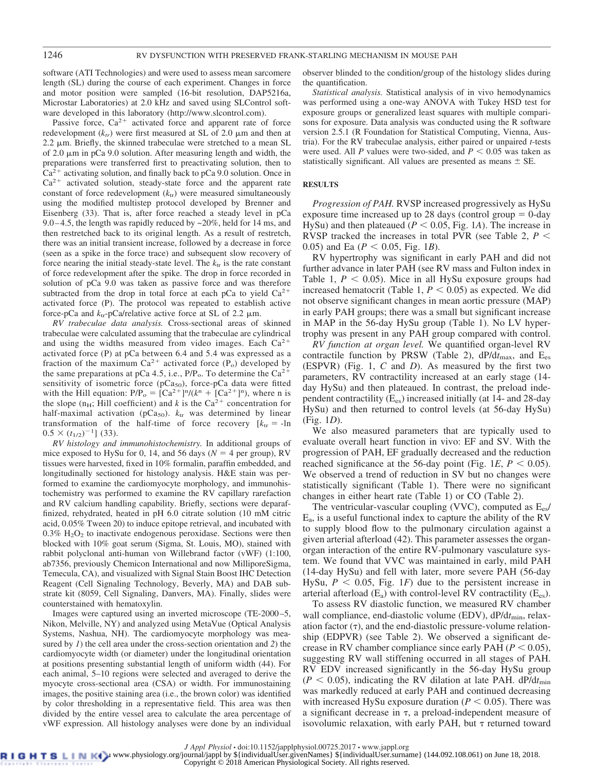software (ATI Technologies) and were used to assess mean sarcomere length (SL) during the course of each experiment. Changes in force and motor position were sampled (16-bit resolution, DAP5216a, Microstar Laboratories) at 2.0 kHz and saved using SLControl software developed in this laboratory (http://www.slcontrol.com).

Passive force, $Ca^{2+}$ activated force and apparent rate of force redevelopment ($k_{tr}$) were first measured at SL of 2.0 μm and then at 2.2 μm. Briefly, the skinned trabeculae were stretched to a mean SL of 2.0 μm in pCa 9.0 solution. After measuring length and width, the preparations were transferred first to preactivating solution, then to $Ca^{2+}$ activating solution, and finally back to pCa 9.0 solution. Once in $Ca^{2+}$ activated solution, steady-state force and the apparent rate constant of force redevelopment ($k_{tr}$) were measured simultaneously using the modified multistep protocol developed by Brenner and Eisenberg (33). That is, after force reached a steady level in pCa 9.0–4.5, the length was rapidly reduced by ~20%, held for 14 ms, and then restretched back to its original length. As a result of restretch, there was an initial transient increase, followed by a decrease in force (seen as a spike in the force trace) and subsequent slow recovery of force nearing the initial steady-state level. The $k_{tr}$ is the rate constant of force redevelopment after the spike. The drop in force recorded in solution of pCa 9.0 was taken as passive force and was therefore subtracted from the drop in total force at each pCa to yield $Ca^{2+}$ activated force (P). The protocol was repeated to establish active force-pCa and $k_{tr}$-pCa/relative active force at SL of 2.2 μm.

*RV trabeculae data analysis.* Cross-sectional areas of skinned trabeculae were calculated assuming that the trabeculae are cylindrical and using the widths measured from video images. Each $Ca^{2+}$ activated force (P) at pCa between 6.4 and 5.4 was expressed as a fraction of the maximum $Ca^{2+}$ activated force ($P_o$) developed by the same preparations at pCa 4.5, i.e., $P/P_o$. To determine the $Ca^{2+}$ sensitivity of isometric force ($pCa_{50}$), force-pCa data were fitted with the Hill equation: $P/P_o = [Ca^{2+}]^n/(k^n + [Ca^{2+}]^n)$, where n is the slope ($n_H$; Hill coefficient) and $k$ is the $Ca^{2+}$ concentration for half-maximal activation ($pCa_{50}$). $k_{tr}$ was determined by linear transformation of the half-time of force recovery [$k_{tr} = -\ln 0.5 \times (t_{1/2})^{-1}$] (33).

*RV histology and immunohistochemistry.* In additional groups of mice exposed to HySu for 0, 14, and 56 days ($N = 4$ per group), RV tissues were harvested, fixed in 10% formalin, paraffin embedded, and longitudinally sectioned for histology analysis. H&E stain was performed to examine the cardiomyocyte morphology, and immunohistochemistry was performed to examine the RV capillary rarefaction and RV calcium handling capability. Briefly, sections were deparaffinized, rehydrated, heated in pH 6.0 citrate solution (10 mM citric acid, 0.05% Tween 20) to induce epitope retrieval, and incubated with 0.3% $H_2O_2$ to inactivate endogenous peroxidase. Sections were then blocked with 10% goat serum (Sigma, St. Louis, MO), stained with rabbit polyclonal anti-human von Willebrand factor (vWF) (1:100, ab7356, previously Chemicon International and now MilliporeSigma, Temecula, CA), and visualized with Signal Stain Boost IHC Detection Reagent (Cell Signaling Technology, Beverly, MA) and DAB substrate kit (8059, Cell Signaling, Danvers, MA). Finally, slides were counterstained with hematoxylin.

Images were captured using an inverted microscope (TE-2000–5, Nikon, Melville, NY) and analyzed using MetaVue (Optical Analysis Systems, Nashua, NH). The cardiomyocyte morphology was measured by *1*) the cell area under the cross-section orientation and *2*) the cardiomyocyte width (or diameter) under the longitudinal orientation at positions presenting substantial length of uniform width (44). For each animal, 5–10 regions were selected and averaged to derive the myocyte cross-sectional area (CSA) or width. For immunostaining images, the positive staining area (i.e., the brown color) was identified by color thresholding in a representative field. This area was then divided by the entire vessel area to calculate the area percentage of vWF expression. All histology analyses were done by an individual observer blinded to the condition/group of the histology slides during the quantification.

*Statistical analysis.* Statistical analysis of in vivo hemodynamics was performed using a one-way ANOVA with Tukey HSD test for exposure groups or generalized least squares with multiple comparisons for exposure. Data analysis was conducted using the R software version 2.5.1 (R Foundation for Statistical Computing, Vienna, Austria). For the RV trabeculae analysis, either paired or unpaired *t*-tests were used. All *P* values were two-sided, and $P < 0.05$ was taken as statistically significant. All values are presented as means ± SE.

## RESULTS

*Progression of PAH.* RVSP increased progressively as HySu exposure time increased up to 28 days (control group = 0-day HySu) and then plateaued ($P < 0.05$, Fig. 1*A*). The increase in RVSP tracked the increases in total PVR (see Table 2, $P < 0.05$) and Ea ($P < 0.05$, Fig. 1*B*).

RV hypertrophy was significant in early PAH and did not further advance in later PAH (see RV mass and Fulton index in Table 1, $P < 0.05$). Mice in all HySu exposure groups had increased hematocrit (Table 1, $P < 0.05$) as expected. We did not observe significant changes in mean aortic pressure (MAP) in early PAH groups; there was a small but significant increase in MAP in the 56-day HySu group (Table 1). No LV hypertrophy was present in any PAH group compared with control.

*RV function at organ level.* We quantified organ-level RV contractile function by PRSW (Table 2), $dP/dt_{max}$, and $E_{es}$ (ESPVR) (Fig. 1, *C* and *D*). As measured by the first two parameters, RV contractility increased at an early stage (14-day HySu) and then plateaued. In contrast, the preload independent contractility ($E_{es}$) increased initially (at 14- and 28-day HySu) and then returned to control levels (at 56-day HySu) (Fig. 1*D*).

We also measured parameters that are typically used to evaluate overall heart function in vivo: EF and SV. With the progression of PAH, EF gradually decreased and the reduction reached significance at the 56-day point (Fig. 1*E*, $P < 0.05$). We observed a trend of reduction in SV but no changes were statistically significant (Table 1). There were no significant changes in either heart rate (Table 1) or CO (Table 2).

The ventricular-vascular coupling (VVC), computed as $E_{es}/E_a$, is a useful functional index to capture the ability of the RV to supply blood flow to the pulmonary circulation against a given arterial afterload (42). This parameter assesses the organ-organ interaction of the entire RV-pulmonary vasculature system. We found that VVC was maintained in early, mild PAH (14-day HySu) and fell with later, more severe PAH (56-day HySu, $P < 0.05$, Fig. 1*F*) due to the persistent increase in arterial afterload ($E_a$) with control-level RV contractility ($E_{es}$).

To assess RV diastolic function, we measured RV chamber wall compliance, end-diastolic volume (EDV), $dP/dt_{min}$, relaxation factor (τ), and the end-diastolic pressure-volume relationship (EDPVR) (see Table 2). We observed a significant decrease in RV chamber compliance since early PAH ($P < 0.05$), suggesting RV wall stiffening occurred in all stages of PAH. RV EDV increased significantly in the 56-day HySu group ($P < 0.05$), indicating the RV dilation at late PAH. $dP/dt_{min}$ was markedly reduced at early PAH and continued decreasing with increased HySu exposure duration ($P < 0.05$). There was a significant decrease in τ, a preload-independent measure of isovolumic relaxation, with early PAH, but τ returned toward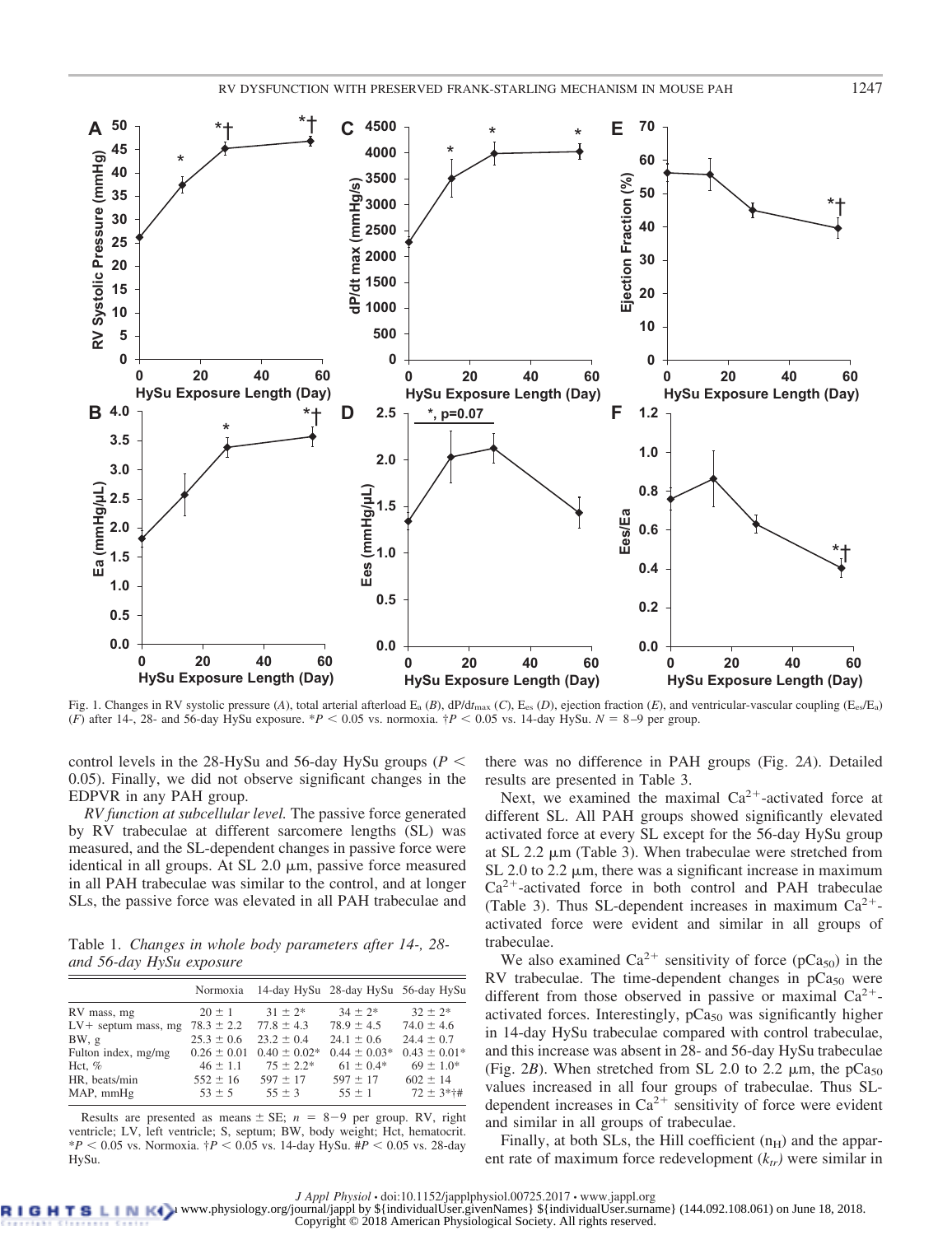Fig. 1. Changes in RV systolic pressure (*A*), total arterial afterload $E_a$ (*B*), $dP/dt_{max}$ (*C*), $E_{es}$ (*D*), ejection fraction (*E*), and ventricular-vascular coupling ($E_{es}/E_a$) (*F*) after 14-, 28- and 56-day HySu exposure. *$P < 0.05$ vs. normoxia. †$P < 0.05$ vs. 14-day HySu. $N$ = 8–9 per group.

control levels in the 28-HySu and 56-day HySu groups ($P <$ 0.05). Finally, we did not observe significant changes in the EDPVR in any PAH group.

*RV function at subcellular level.* The passive force generated by RV trabeculae at different sarcomere lengths (SL) was measured, and the SL-dependent changes in passive force were identical in all groups. At SL 2.0 μm, passive force measured in all PAH trabeculae was similar to the control, and at longer SLs, the passive force was elevated in all PAH trabeculae and there was no difference in PAH groups (Fig. 2*A*). Detailed results are presented in Table 3.

Next, we examined the maximal $Ca^{2+}$-activated force at different SL. All PAH groups showed significantly elevated activated force at every SL except for the 56-day HySu group at SL 2.2 μm (Table 3). When trabeculae were stretched from SL 2.0 to 2.2 μm, there was a significant increase in maximum $Ca^{2+}$-activated force in both control and PAH trabeculae (Table 3). Thus SL-dependent increases in maximum $Ca^{2+}$-activated force were evident and similar in all groups of trabeculae.

We also examined $Ca^{2+}$ sensitivity of force ($pCa_{50}$) in the RV trabeculae. The time-dependent changes in $pCa_{50}$ were different from those observed in passive or maximal $Ca^{2+}$-activated forces. Interestingly, $pCa_{50}$ was significantly higher in 14-day HySu trabeculae compared with control trabeculae, and this increase was absent in 28- and 56-day HySu trabeculae (Fig. 2*B*). When stretched from SL 2.0 to 2.2 μm, the $pCa_{50}$ values increased in all four groups of trabeculae. Thus SL-dependent increases in $Ca^{2+}$ sensitivity of force were evident and similar in all groups of trabeculae.

Finally, at both SLs, the Hill coefficient ($n_H$) and the apparent rate of maximum force redevelopment ($k_{tr}$) were similar in

Table 1. *Changes in whole body parameters after 14-, 28- and 56-day HySu exposure*

| | Normoxia | 14-day HySu | 28-day HySu | 56-day HySu |
|---|---|---|---|---|
| RV mass, mg | 20 ± 1 | 31 ± 2* | 34 ± 2* | 32 ± 2* |
| LV+ septum mass, mg | 78.3 ± 2.2 | 77.8 ± 4.3 | 78.9 ± 4.5 | 74.0 ± 4.6 |
| BW, g | 25.3 ± 0.6 | 23.2 ± 0.4 | 24.1 ± 0.6 | 24.4 ± 0.7 |
| Fulton index, mg/mg | 0.26 ± 0.01 | 0.40 ± 0.02* | 0.44 ± 0.03* | 0.43 ± 0.01* |
| Hct, % | 46 ± 1.1 | 75 ± 2.2* | 61 ± 0.4* | 69 ± 1.0* |
| HR, beats/min | 552 ± 16 | 597 ± 17 | 597 ± 17 | 602 ± 14 |
| MAP, mmHg | 53 ± 5 | 55 ± 3 | 55 ± 1 | 72 ± 3*†# |

Results are presented as means ± SE; $n$ = 8−9 per group. RV, right ventricle; LV, left ventricle; S, septum; BW, body weight; Hct, hematocrit. *$P < 0.05$ vs. Normoxia. †$P < 0.05$ vs. 14-day HySu. #$P < 0.05$ vs. 28-day HySu.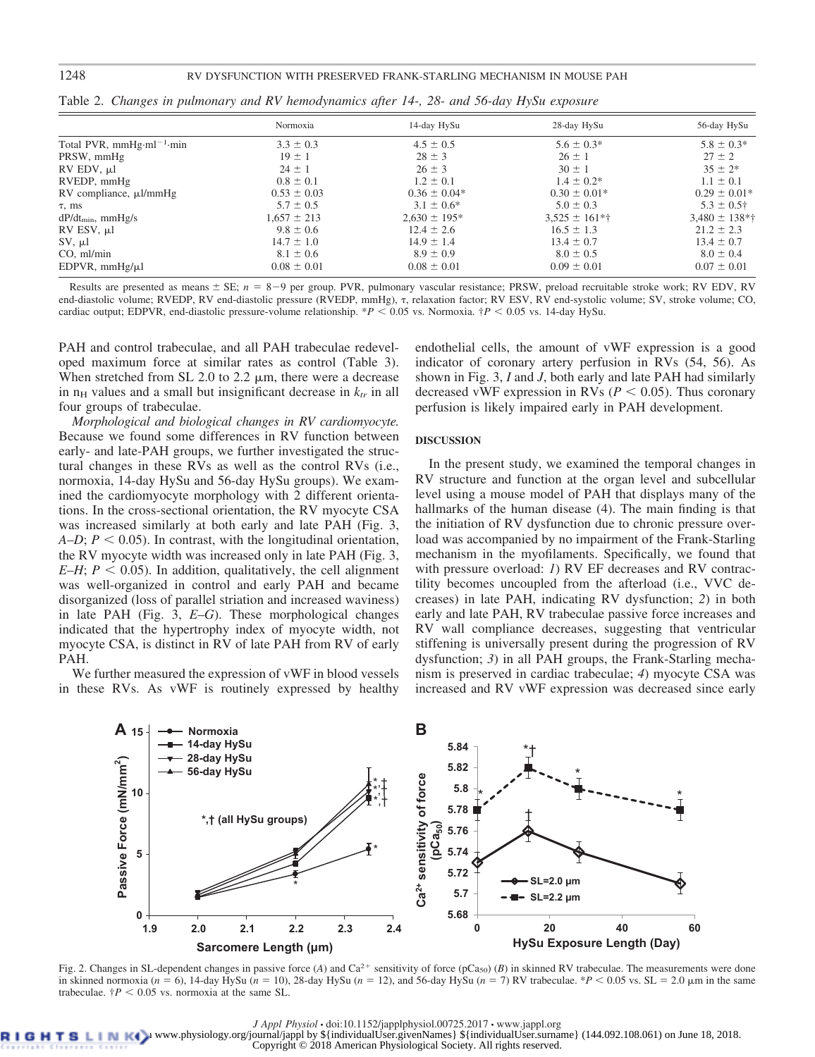Table 2. *Changes in pulmonary and RV hemodynamics after 14-, 28- and 56-day HySu exposure*

| | Normoxia | 14-day HySu | 28-day HySu | 56-day HySu |
|---|---|---|---|---|
| Total PVR, $mmHg \cdot ml^{-1} \cdot min$ | 3.3 ± 0.3 | 4.5 ± 0.5 | 5.6 ± 0.3* | 5.8 ± 0.3* |
| PRSW, mmHg | 19 ± 1 | 28 ± 3 | 26 ± 1 | 27 ± 2 |
| RV EDV, µl | 24 ± 1 | 26 ± 3 | 30 ± 1 | 35 ± 2* |
| RVEDP, mmHg | 0.8 ± 0.1 | 1.2 ± 0.1 | 1.4 ± 0.2* | 1.1 ± 0.1 |
| RV compliance, µl/mmHg | 0.53 ± 0.03 | 0.36 ± 0.04* | 0.30 ± 0.01* | 0.29 ± 0.01* |
| τ, ms | 5.7 ± 0.5 | 3.1 ± 0.6* | 5.0 ± 0.3 | 5.3 ± 0.5† |
| $dP/dt_{min}$, mmHg/s | 1,657 ± 213 | 2,630 ± 195* | 3,525 ± 161*† | 3,480 ± 138*† |
| RV ESV, µl | 9.8 ± 0.6 | 12.4 ± 2.6 | 16.5 ± 1.3 | 21.2 ± 2.3 |
| SV, µl | 14.7 ± 1.0 | 14.9 ± 1.4 | 13.4 ± 0.7 | 13.4 ± 0.7 |
| CO, ml/min | 8.1 ± 0.6 | 8.9 ± 0.9 | 8.0 ± 0.5 | 8.0 ± 0.4 |
| EDPVR, mmHg/µl | 0.08 ± 0.01 | 0.08 ± 0.01 | 0.09 ± 0.01 | 0.07 ± 0.01 |

Results are presented as means ± SE; $n$ = 8−9 per group. PVR, pulmonary vascular resistance; PRSW, preload recruitable stroke work; RV EDV, RV end-diastolic volume; RVEDP, RV end-diastolic pressure (RVEDP, mmHg), τ, relaxation factor; RV ESV, RV end-systolic volume; SV, stroke volume; CO, cardiac output; EDPVR, end-diastolic pressure-volume relationship. *$P < 0.05$ vs. Normoxia. †$P < 0.05$ vs. 14-day HySu.

PAH and control trabeculae, and all PAH trabeculae redeveloped maximum force at similar rates as control (Table 3). When stretched from SL 2.0 to 2.2 µm, there were a decrease in $n_H$ values and a small but insignificant decrease in $k_{tr}$ in all four groups of trabeculae.

*Morphological and biological changes in RV cardiomyocyte.* Because we found some differences in RV function between early- and late-PAH groups, we further investigated the structural changes in these RVs as well as the control RVs (i.e., normoxia, 14-day HySu and 56-day HySu groups). We examined the cardiomyocyte morphology with 2 different orientations. In the cross-sectional orientation, the RV myocyte CSA was increased similarly at both early and late PAH (Fig. 3, *A–D*; $P < 0.05$). In contrast, with the longitudinal orientation, the RV myocyte width was increased only in late PAH (Fig. 3, *E–H*; $P < 0.05$). In addition, qualitatively, the cell alignment was well-organized in control and early PAH and became disorganized (loss of parallel striation and increased waviness) in late PAH (Fig. 3, *E–G*). These morphological changes indicated that the hypertrophy index of myocyte width, not myocyte CSA, is distinct in RV of late PAH from RV of early PAH.

We further measured the expression of vWF in blood vessels in these RVs. As vWF is routinely expressed by healthy endothelial cells, the amount of vWF expression is a good indicator of coronary artery perfusion in RVs (54, 56). As shown in Fig. 3, *I* and *J*, both early and late PAH had similarly decreased vWF expression in RVs ($P < 0.05$). Thus coronary perfusion is likely impaired early in PAH development.

## DISCUSSION

In the present study, we examined the temporal changes in RV structure and function at the organ level and subcellular level using a mouse model of PAH that displays many of the hallmarks of the human disease (4). The main finding is that the initiation of RV dysfunction due to chronic pressure overload was accompanied by no impairment of the Frank-Starling mechanism in the myofilaments. Specifically, we found that with pressure overload: *1*) RV EF decreases and RV contractility becomes uncoupled from the afterload (i.e., VVC decreases) in late PAH, indicating RV dysfunction; *2*) in both early and late PAH, RV trabeculae passive force increases and RV wall compliance decreases, suggesting that ventricular stiffening is universally present during the progression of RV dysfunction; *3*) in all PAH groups, the Frank-Starling mechanism is preserved in cardiac trabeculae; *4*) myocyte CSA was increased and RV vWF expression was decreased since early

Fig. 2. Changes in SL-dependent changes in passive force (*A*) and $Ca^{2+}$ sensitivity of force ($pCa_{50}$) (*B*) in skinned RV trabeculae. The measurements were done in skinned normoxia ($n$ = 6), 14-day HySu ($n$ = 10), 28-day HySu ($n$ = 12), and 56-day HySu ($n$ = 7) RV trabeculae. *$P < 0.05$ vs. SL = 2.0 µm in the same trabeculae. †$P < 0.05$ vs. normoxia at the same SL.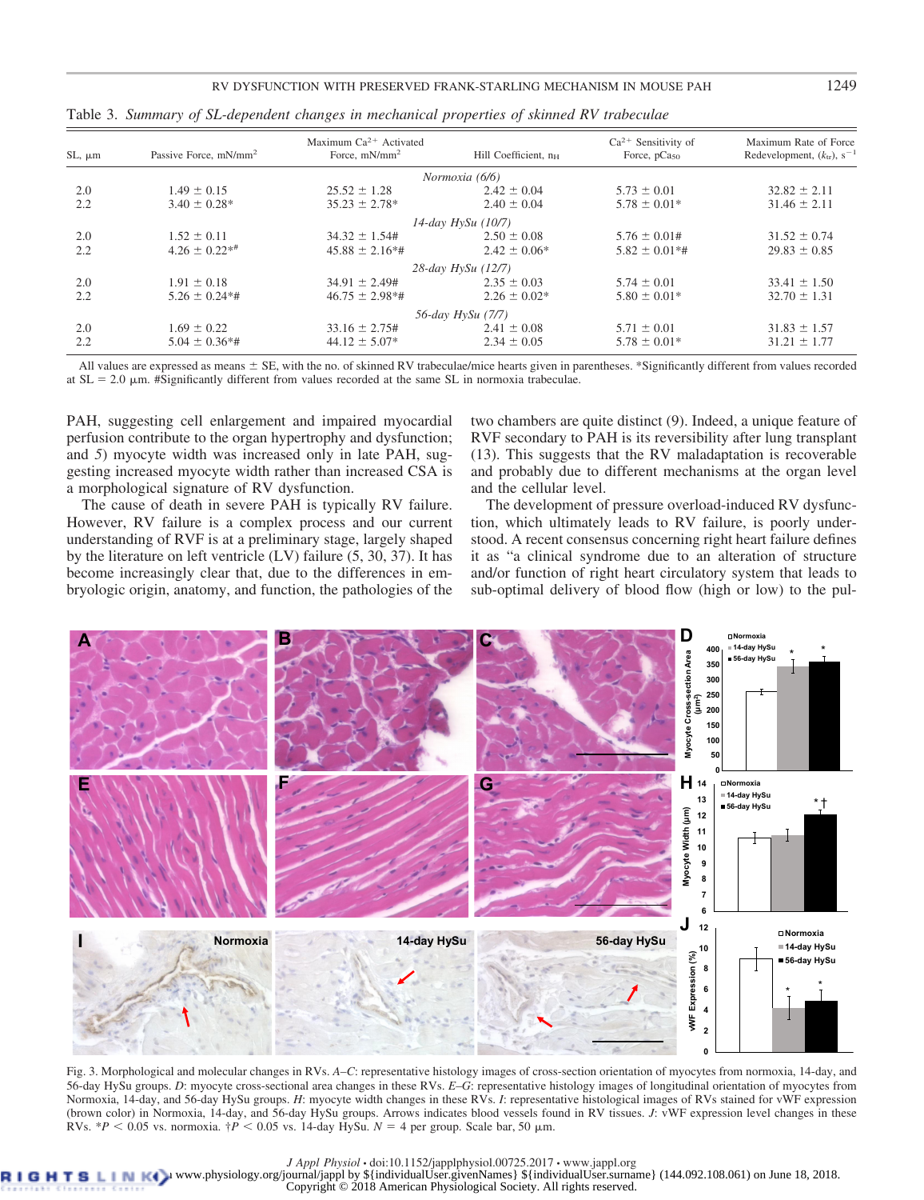Table 3. *Summary of SL-dependent changes in mechanical properties of skinned RV trabeculae*

| SL, μm | Passive Force, mN/mm$^2$ | Maximum $Ca^{2+}$ Activated Force, mN/mm$^2$ | Hill Coefficient, $n_H$ | $Ca^{2+}$ Sensitivity of Force, $pCa_{50}$ | Maximum Rate of Force Redevelopment, ($k_{tr}$), s$^{-1}$ |
|---|---|---|---|---|---|
| | | *Normoxia (6/6)* | | | |
| 2.0 | 1.49 ± 0.15 | 25.52 ± 1.28 | 2.42 ± 0.04 | 5.73 ± 0.01 | 32.82 ± 2.11 |
| 2.2 | 3.40 ± 0.28* | 35.23 ± 2.78* | 2.40 ± 0.04 | 5.78 ± 0.01* | 31.46 ± 2.11 |
| | | *14-day HySu (10/7)* | | | |
| 2.0 | 1.52 ± 0.11 | 34.32 ± 1.54# | 2.50 ± 0.08 | 5.76 ± 0.01# | 31.52 ± 0.74 |
| 2.2 | 4.26 ± 0.22*# | 45.88 ± 2.16*# | 2.42 ± 0.06* | 5.82 ± 0.01*# | 29.83 ± 0.85 |
| | | *28-day HySu (12/7)* | | | |
| 2.0 | 1.91 ± 0.18 | 34.91 ± 2.49# | 2.35 ± 0.03 | 5.74 ± 0.01 | 33.41 ± 1.50 |
| 2.2 | 5.26 ± 0.24*# | 46.75 ± 2.98*# | 2.26 ± 0.02* | 5.80 ± 0.01* | 32.70 ± 1.31 |
| | | *56-day HySu (7/7)* | | | |
| 2.0 | 1.69 ± 0.22 | 33.16 ± 2.75# | 2.41 ± 0.08 | 5.71 ± 0.01 | 31.83 ± 1.57 |
| 2.2 | 5.04 ± 0.36*# | 44.12 ± 5.07* | 2.34 ± 0.05 | 5.78 ± 0.01* | 31.21 ± 1.77 |

All values are expressed as means ± SE, with the no. of skinned RV trabeculae/mice hearts given in parentheses. *Significantly different from values recorded at SL = 2.0 μm. #Significantly different from values recorded at the same SL in normoxia trabeculae.

PAH, suggesting cell enlargement and impaired myocardial perfusion contribute to the organ hypertrophy and dysfunction; and *5*) myocyte width was increased only in late PAH, suggesting increased myocyte width rather than increased CSA is a morphological signature of RV dysfunction.

The cause of death in severe PAH is typically RV failure. However, RV failure is a complex process and our current understanding of RVF is at a preliminary stage, largely shaped by the literature on left ventricle (LV) failure (5, 30, 37). It has become increasingly clear that, due to the differences in embryologic origin, anatomy, and function, the pathologies of the two chambers are quite distinct (9). Indeed, a unique feature of RVF secondary to PAH is its reversibility after lung transplant (13). This suggests that the RV maladaptation is recoverable and probably due to different mechanisms at the organ level and the cellular level.

The development of pressure overload-induced RV dysfunction, which ultimately leads to RV failure, is poorly understood. A recent consensus concerning right heart failure defines it as "a clinical syndrome due to an alteration of structure and/or function of right heart circulatory system that leads to sub-optimal delivery of blood flow (high or low) to the pul-

Fig. 3. Morphological and molecular changes in RVs. *A*–*C*: representative histology images of cross-section orientation of myocytes from normoxia, 14-day, and 56-day HySu groups. *D*: myocyte cross-sectional area changes in these RVs. *E*–*G*: representative histology images of longitudinal orientation of myocytes from Normoxia, 14-day, and 56-day HySu groups. *H*: myocyte width changes in these RVs. *I*: representative histological images of RVs stained for vWF expression (brown color) in Normoxia, 14-day, and 56-day HySu groups. Arrows indicates blood vessels found in RV tissues. *J*: vWF expression level changes in these RVs. *$P < 0.05$ vs. normoxia. †$P < 0.05$ vs. 14-day HySu. $N = 4$ per group. Scale bar, 50 μm.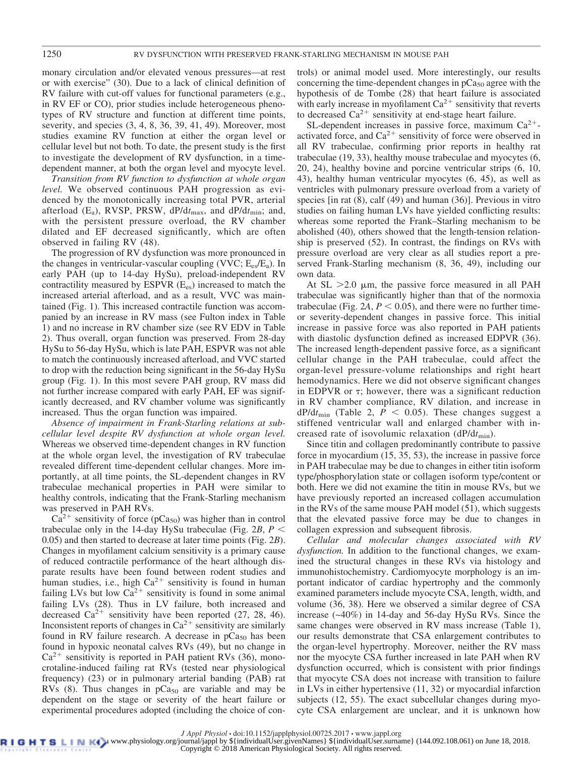monary circulation and/or elevated venous pressures—at rest or with exercise" (30). Due to a lack of clinical definition of RV failure with cut-off values for functional parameters (e.g., in RV EF or CO), prior studies include heterogeneous phenotypes of RV structure and function at different time points, severity, and species (3, 4, 8, 36, 39, 41, 49). Moreover, most studies examine RV function at either the organ level or cellular level but not both. To date, the present study is the first to investigate the development of RV dysfunction, in a time-dependent manner, at both the organ level and myocyte level.

*Transition from RV function to dysfunction at whole organ level.* We observed continuous PAH progression as evidenced by the continuously increasing total PVR, arterial afterload ($E_a$), RVSP, PRSW, $dP/dt_{max}$, and $dP/dt_{min}$; and, with the persistent pressure overload, the RV chamber dilated and EF decreased significantly, which are often observed in failing RV (48).

The progression of RV dysfunction was more pronounced in the changes in ventricular-vascular coupling (VVC; $E_{es}/E_a$). In early PAH (up to 14-day HySu), preload-independent RV contractility measured by ESPVR ($E_{es}$) increased to match the increased arterial afterload, and as a result, VVC was maintained (Fig. 1). This increased contractile function was accompanied by an increase in RV mass (see Fulton index in Table 1) and no increase in RV chamber size (see RV EDV in Table 2). Thus overall, organ function was preserved. From 28-day HySu to 56-day HySu, which is late PAH, ESPVR was not able to match the continuously increased afterload, and VVC started to drop with the reduction being significant in the 56-day HySu group (Fig. 1). In this most severe PAH group, RV mass did not further increase compared with early PAH, EF was significantly decreased, and RV chamber volume was significantly increased. Thus the organ function was impaired.

*Absence of impairment in Frank-Starling relations at subcellular level despite RV dysfunction at whole organ level.* Whereas we observed time-dependent changes in RV function at the whole organ level, the investigation of RV trabeculae revealed different time-dependent cellular changes. More importantly, at all time points, the SL-dependent changes in RV trabeculae mechanical properties in PAH were similar to healthy controls, indicating that the Frank-Starling mechanism was preserved in PAH RVs.

$Ca^{2+}$ sensitivity of force ($pCa_{50}$) was higher than in control trabeculae only in the 14-day HySu trabeculae (Fig. 2*B*, $P < 0.05$) and then started to decrease at later time points (Fig. 2*B*). Changes in myofilament calcium sensitivity is a primary cause of reduced contractile performance of the heart although disparate results have been found between rodent studies and human studies, i.e., high $Ca^{2+}$ sensitivity is found in human failing LVs but low $Ca^{2+}$ sensitivity is found in some animal failing LVs (28). Thus in LV failure, both increased and decreased $Ca^{2+}$ sensitivity have been reported (27, 28, 46). Inconsistent reports of changes in $Ca^{2+}$ sensitivity are similarly found in RV failure research. A decrease in $pCa_{50}$ has been found in hypoxic neonatal calves RVs (49), but no change in $Ca^{2+}$ sensitivity is reported in PAH patient RVs (36), monocrotaline-induced failing rat RVs (tested near physiological frequency) (23) or in pulmonary arterial banding (PAB) rat RVs (8). Thus changes in $pCa_{50}$ are variable and may be dependent on the stage or severity of the heart failure or experimental procedures adopted (including the choice of controls) or animal model used. More interestingly, our results concerning the time-dependent changes in $pCa_{50}$ agree with the hypothesis of de Tombe (28) that heart failure is associated with early increase in myofilament $Ca^{2+}$ sensitivity that reverts to decreased $Ca^{2+}$ sensitivity at end-stage heart failure.

SL-dependent increases in passive force, maximum $Ca^{2+}$-activated force, and $Ca^{2+}$ sensitivity of force were observed in all RV trabeculae, confirming prior reports in healthy rat trabeculae (19, 33), healthy mouse trabeculae and myocytes (6, 20, 24), healthy bovine and porcine ventricular strips (6, 10, 43), healthy human ventricular myocytes (6, 45), as well as ventricles with pulmonary pressure overload from a variety of species [in rat (8), calf (49) and human (36)]. Previous in vitro studies on failing human LVs have yielded conflicting results: whereas some reported the Frank–Starling mechanism to be abolished (40), others showed that the length-tension relationship is preserved (52). In contrast, the findings on RVs with pressure overload are very clear as all studies report a preserved Frank-Starling mechanism (8, 36, 49), including our own data.

At SL >2.0 μm, the passive force measured in all PAH trabeculae was significantly higher than that of the normoxia trabeculae (Fig. 2*A*, $P < 0.05$), and there were no further time- or severity-dependent changes in passive force. This initial increase in passive force was also reported in PAH patients with diastolic dysfunction defined as increased EDPVR (36). The increased length-dependent passive force, as a significant cellular change in the PAH trabeculae, could affect the organ-level pressure-volume relationships and right heart hemodynamics. Here we did not observe significant changes in EDPVR or τ; however, there was a significant reduction in RV chamber compliance, RV dilation, and increase in $dP/dt_{min}$ (Table 2, $P < 0.05$). These changes suggest a stiffened ventricular wall and enlarged chamber with increased rate of isovolumic relaxation ($dP/dt_{min}$).

Since titin and collagen predominantly contribute to passive force in myocardium (15, 35, 53), the increase in passive force in PAH trabeculae may be due to changes in either titin isoform type/phosphorylation state or collagen isoform type/content or both. Here we did not examine the titin in mouse RVs, but we have previously reported an increased collagen accumulation in the RVs of the same mouse PAH model (51), which suggests that the elevated passive force may be due to changes in collagen expression and subsequent fibrosis.

*Cellular and molecular changes associated with RV dysfunction.* In addition to the functional changes, we examined the structural changes in these RVs via histology and immunohistochemistry. Cardiomyocyte morphology is an important indicator of cardiac hypertrophy and the commonly examined parameters include myocyte CSA, length, width, and volume (36, 38). Here we observed a similar degree of CSA increase (~40%) in 14-day and 56-day HySu RVs. Since the same changes were observed in RV mass increase (Table 1), our results demonstrate that CSA enlargement contributes to the organ-level hypertrophy. Moreover, neither the RV mass nor the myocyte CSA further increased in late PAH when RV dysfunction occurred, which is consistent with prior findings that myocyte CSA does not increase with transition to failure in LVs in either hypertensive (11, 32) or myocardial infarction subjects (12, 55). The exact subcellular changes during myocyte CSA enlargement are unclear, and it is unknown how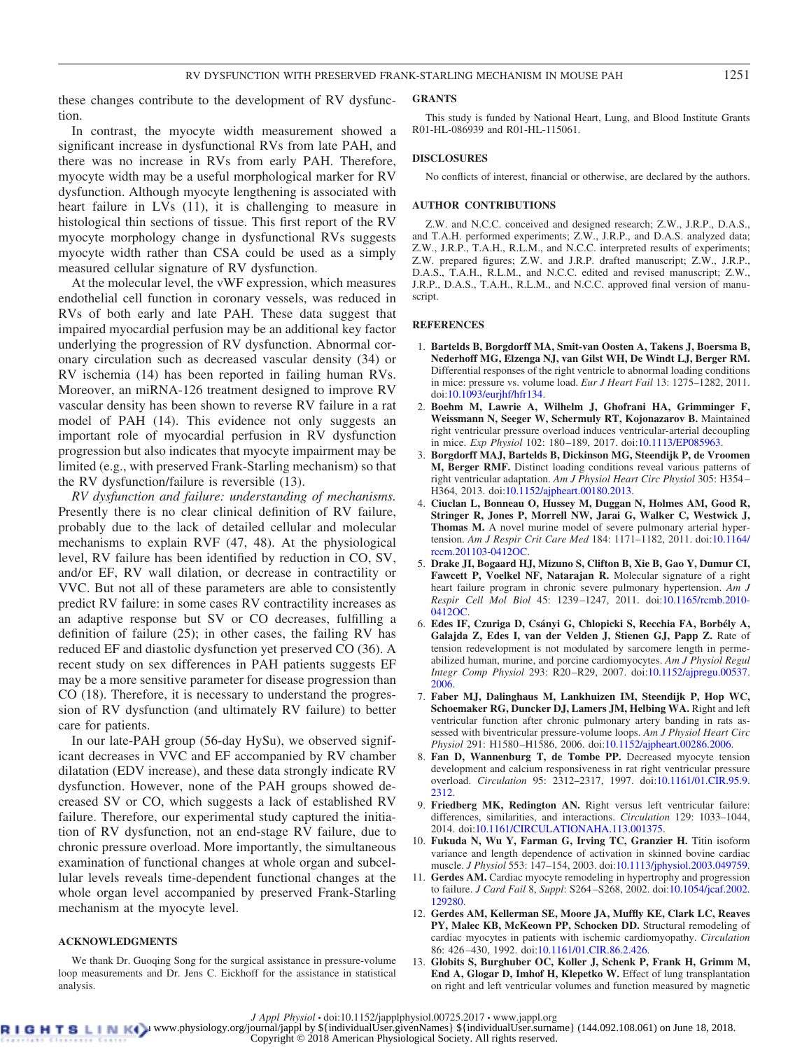these changes contribute to the development of RV dysfunction.

In contrast, the myocyte width measurement showed a significant increase in dysfunctional RVs from late PAH, and there was no increase in RVs from early PAH. Therefore, myocyte width may be a useful morphological marker for RV dysfunction. Although myocyte lengthening is associated with heart failure in LVs (11), it is challenging to measure in histological thin sections of tissue. This first report of the RV myocyte morphology change in dysfunctional RVs suggests myocyte width rather than CSA could be used as a simply measured cellular signature of RV dysfunction.

At the molecular level, the vWF expression, which measures endothelial cell function in coronary vessels, was reduced in RVs of both early and late PAH. These data suggest that impaired myocardial perfusion may be an additional key factor underlying the progression of RV dysfunction. Abnormal coronary circulation such as decreased vascular density (34) or RV ischemia (14) has been reported in failing human RVs. Moreover, an miRNA-126 treatment designed to improve RV vascular density has been shown to reverse RV failure in a rat model of PAH (14). This evidence not only suggests an important role of myocardial perfusion in RV dysfunction progression but also indicates that myocyte impairment may be limited (e.g., with preserved Frank-Starling mechanism) so that the RV dysfunction/failure is reversible (13).

*RV dysfunction and failure: understanding of mechanisms.* Presently there is no clear clinical definition of RV failure, probably due to the lack of detailed cellular and molecular mechanisms to explain RVF (47, 48). At the physiological level, RV failure has been identified by reduction in CO, SV, and/or EF, RV wall dilation, or decrease in contractility or VVC. But not all of these parameters are able to consistently predict RV failure: in some cases RV contractility increases as an adaptive response but SV or CO decreases, fulfilling a definition of failure (25); in other cases, the failing RV has reduced EF and diastolic dysfunction yet preserved CO (36). A recent study on sex differences in PAH patients suggests EF may be a more sensitive parameter for disease progression than CO (18). Therefore, it is necessary to understand the progression of RV dysfunction (and ultimately RV failure) to better care for patients.

In our late-PAH group (56-day HySu), we observed significant decreases in VVC and EF accompanied by RV chamber dilatation (EDV increase), and these data strongly indicate RV dysfunction. However, none of the PAH groups showed decreased SV or CO, which suggests a lack of established RV failure. Therefore, our experimental study captured the initiation of RV dysfunction, not an end-stage RV failure, due to chronic pressure overload. More importantly, the simultaneous examination of functional changes at whole organ and subcellular levels reveals time-dependent functional changes at the whole organ level accompanied by preserved Frank-Starling mechanism at the myocyte level.

## ACKNOWLEDGMENTS

We thank Dr. Guoqing Song for the surgical assistance in pressure-volume loop measurements and Dr. Jens C. Eickhoff for the assistance in statistical analysis.

## GRANTS

This study is funded by National Heart, Lung, and Blood Institute Grants R01-HL-086939 and R01-HL-115061.

## DISCLOSURES

No conflicts of interest, financial or otherwise, are declared by the authors.

## AUTHOR CONTRIBUTIONS

Z.W. and N.C.C. conceived and designed research; Z.W., J.R.P., D.A.S., and T.A.H. performed experiments; Z.W., J.R.P., and D.A.S. analyzed data; Z.W., J.R.P., T.A.H., R.L.M., and N.C.C. interpreted results of experiments; Z.W. prepared figures; Z.W. and J.R.P. drafted manuscript; Z.W., J.R.P., D.A.S., T.A.H., R.L.M., and N.C.C. edited and revised manuscript; Z.W., J.R.P., D.A.S., T.A.H., R.L.M., and N.C.C. approved final version of manuscript.

## REFERENCES

1. **Bartelds B, Borgdorff MA, Smit-van Oosten A, Takens J, Boersma B, Nederhoff MG, Elzenga NJ, van Gilst WH, De Windt LJ, Berger RM.** Differential responses of the right ventricle to abnormal loading conditions in mice: pressure vs. volume load. *Eur J Heart Fail* 13: 1275–1282, 2011. doi:10.1093/eurjhf/hfr134.
2. **Boehm M, Lawrie A, Wilhelm J, Ghofrani HA, Grimminger F, Weissmann N, Seeger W, Schermuly RT, Kojonazarov B.** Maintained right ventricular pressure overload induces ventricular-arterial decoupling in mice. *Exp Physiol* 102: 180–189, 2017. doi:10.1113/EP085963.
3. **Borgdorff MAJ, Bartelds B, Dickinson MG, Steendijk P, de Vroomen M, Berger RMF.** Distinct loading conditions reveal various patterns of right ventricular adaptation. *Am J Physiol Heart Circ Physiol* 305: H354–H364, 2013. doi:10.1152/ajpheart.00180.2013.
4. **Ciuclan L, Bonneau O, Hussey M, Duggan N, Holmes AM, Good R, Stringer R, Jones P, Morrell NW, Jarai G, Walker C, Westwick J, Thomas M.** A novel murine model of severe pulmonary arterial hypertension. *Am J Respir Crit Care Med* 184: 1171–1182, 2011. doi:10.1164/rccm.201103-0412OC.
5. **Drake JI, Bogaard HJ, Mizuno S, Clifton B, Xie B, Gao Y, Dumur CI, Fawcett P, Voelkel NF, Natarajan R.** Molecular signature of a right heart failure program in chronic severe pulmonary hypertension. *Am J Respir Cell Mol Biol* 45: 1239–1247, 2011. doi:10.1165/rcmb.2010-0412OC.
6. **Edes IF, Czuriga D, Csányi G, Chlopicki S, Recchia FA, Borbély A, Galajda Z, Edes I, van der Velden J, Stienen GJ, Papp Z.** Rate of tension redevelopment is not modulated by sarcomere length in permeabilized human, murine, and porcine cardiomyocytes. *Am J Physiol Regul Integr Comp Physiol* 293: R20–R29, 2007. doi:10.1152/ajpregu.00537.2006.
7. **Faber MJ, Dalinghaus M, Lankhuizen IM, Steendijk P, Hop WC, Schoemaker RG, Duncker DJ, Lamers JM, Helbing WA.** Right and left ventricular function after chronic pulmonary artery banding in rats assessed with biventricular pressure-volume loops. *Am J Physiol Heart Circ Physiol* 291: H1580–H1586, 2006. doi:10.1152/ajpheart.00286.2006.
8. **Fan D, Wannenburg T, de Tombe PP.** Decreased myocyte tension development and calcium responsiveness in rat right ventricular pressure overload. *Circulation* 95: 2312–2317, 1997. doi:10.1161/01.CIR.95.9.2312.
9. **Friedberg MK, Redington AN.** Right versus left ventricular failure: differences, similarities, and interactions. *Circulation* 129: 1033–1044, 2014. doi:10.1161/CIRCULATIONAHA.113.001375.
10. **Fukuda N, Wu Y, Farman G, Irving TC, Granzier H.** Titin isoform variance and length dependence of activation in skinned bovine cardiac muscle. *J Physiol* 553: 147–154, 2003. doi:10.1113/jphysiol.2003.049759.
11. **Gerdes AM.** Cardiac myocyte remodeling in hypertrophy and progression to failure. *J Card Fail* 8, *Suppl*: S264–S268, 2002. doi:10.1054/jcaf.2002.129280.
12. **Gerdes AM, Kellerman SE, Moore JA, Muffly KE, Clark LC, Reaves PY, Malec KB, McKeown PP, Schocken DD.** Structural remodeling of cardiac myocytes in patients with ischemic cardiomyopathy. *Circulation* 86: 426–430, 1992. doi:10.1161/01.CIR.86.2.426.
13. **Globits S, Burghuber OC, Koller J, Schenk P, Frank H, Grimm M, End A, Glogar D, Imhof H, Klepetko W.** Effect of lung transplantation on right and left ventricular volumes and function measured by magnetic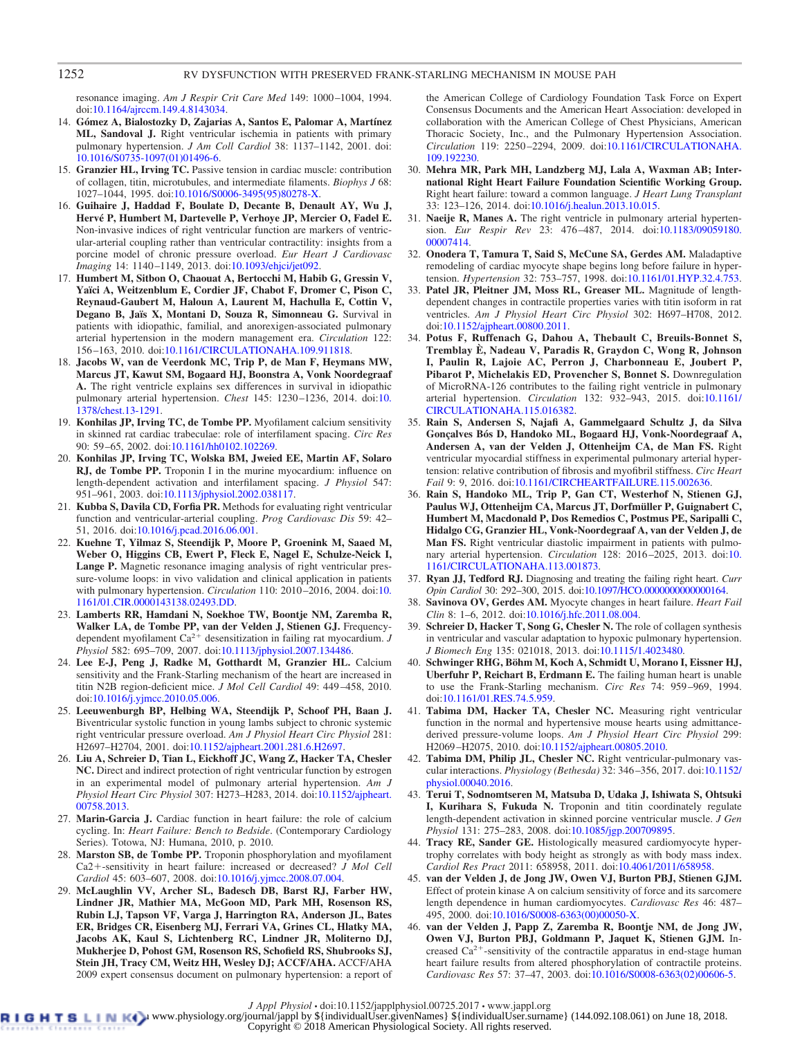resonance imaging. *Am J Respir Crit Care Med* 149: 1000–1004, 1994. doi:10.1164/ajrccm.149.4.8143034.

14. **Gómez A, Bialostozky D, Zajarias A, Santos E, Palomar A, Martínez ML, Sandoval J.** Right ventricular ischemia in patients with primary pulmonary hypertension. *J Am Coll Cardiol* 38: 1137–1142, 2001. doi:10.1016/S0735-1097(01)01496-6.
15. **Granzier HL, Irving TC.** Passive tension in cardiac muscle: contribution of collagen, titin, microtubules, and intermediate filaments. *Biophys J* 68: 1027–1044, 1995. doi:10.1016/S0006-3495(95)80278-X.
16. **Guihaire J, Haddad F, Boulate D, Decante B, Denault AY, Wu J, Hervé P, Humbert M, Dartevelle P, Verhoye JP, Mercier O, Fadel E.** Non-invasive indices of right ventricular function are markers of ventricular-arterial coupling rather than ventricular contractility: insights from a porcine model of chronic pressure overload. *Eur Heart J Cardiovasc Imaging* 14: 1140–1149, 2013. doi:10.1093/ehjci/jet092.
17. **Humbert M, Sitbon O, Chaouat A, Bertocchi M, Habib G, Gressin V, Yaïci A, Weitzenblum E, Cordier JF, Chabot F, Dromer C, Pison C, Reynaud-Gaubert M, Haloun A, Laurent M, Hachulla E, Cottin V, Degano B, Jaïs X, Montani D, Souza R, Simonneau G.** Survival in patients with idiopathic, familial, and anorexigen-associated pulmonary arterial hypertension in the modern management era. *Circulation* 122: 156–163, 2010. doi:10.1161/CIRCULATIONAHA.109.911818.
18. **Jacobs W, van de Veerdonk MC, Trip P, de Man F, Heymans MW, Marcus JT, Kawut SM, Bogaard HJ, Boonstra A, Vonk Noordegraaf A.** The right ventricle explains sex differences in survival in idiopathic pulmonary arterial hypertension. *Chest* 145: 1230–1236, 2014. doi:10.1378/chest.13-1291.
19. **Konhilas JP, Irving TC, de Tombe PP.** Myofilament calcium sensitivity in skinned rat cardiac trabeculae: role of interfilament spacing. *Circ Res* 90: 59–65, 2002. doi:10.1161/hh0102.102269.
20. **Konhilas JP, Irving TC, Wolska BM, Jweied EE, Martin AF, Solaro RJ, de Tombe PP.** Troponin I in the murine myocardium: influence on length-dependent activation and interfilament spacing. *J Physiol* 547: 951–961, 2003. doi:10.1113/jphysiol.2002.038117.
21. **Kubba S, Davila CD, Forfia PR.** Methods for evaluating right ventricular function and ventricular-arterial coupling. *Prog Cardiovasc Dis* 59: 42–51, 2016. doi:10.1016/j.pcad.2016.06.001.
22. **Kuehne T, Yilmaz S, Steendijk P, Moore P, Groenink M, Saaed M, Weber O, Higgins CB, Ewert P, Fleck E, Nagel E, Schulze-Neick I, Lange P.** Magnetic resonance imaging analysis of right ventricular pressure-volume loops: in vivo validation and clinical application in patients with pulmonary hypertension. *Circulation* 110: 2010–2016, 2004. doi:10.1161/01.CIR.0000143138.02493.DD.
23. **Lamberts RR, Hamdani N, Soekhoe TW, Boontje NM, Zaremba R, Walker LA, de Tombe PP, van der Velden J, Stienen GJ.** Frequency-dependent myofilament $Ca^{2+}$ desensitization in failing rat myocardium. *J Physiol* 582: 695–709, 2007. doi:10.1113/jphysiol.2007.134486.
24. **Lee E-J, Peng J, Radke M, Gotthardt M, Granzier HL.** Calcium sensitivity and the Frank-Starling mechanism of the heart are increased in titin N2B region-deficient mice. *J Mol Cell Cardiol* 49: 449–458, 2010. doi:10.1016/j.yjmcc.2010.05.006.
25. **Leeuwenburgh BP, Helbing WA, Steendijk P, Schoof PH, Baan J.** Biventricular systolic function in young lambs subject to chronic systemic right ventricular pressure overload. *Am J Physiol Heart Circ Physiol* 281: H2697–H2704, 2001. doi:10.1152/ajpheart.2001.281.6.H2697.
26. **Liu A, Schreier D, Tian L, Eickhoff JC, Wang Z, Hacker TA, Chesler NC.** Direct and indirect protection of right ventricular function by estrogen in an experimental model of pulmonary arterial hypertension. *Am J Physiol Heart Circ Physiol* 307: H273–H283, 2014. doi:10.1152/ajpheart.00758.2013.
27. **Marin-Garcia J.** Cardiac function in heart failure: the role of calcium cycling. In: *Heart Failure: Bench to Bedside*. (Contemporary Cardiology Series). Totowa, NJ: Humana, 2010, p. 2010.
28. **Marston SB, de Tombe PP.** Troponin phosphorylation and myofilament Ca2+-sensitivity in heart failure: increased or decreased? *J Mol Cell Cardiol* 45: 603–607, 2008. doi:10.1016/j.yjmcc.2008.07.004.
29. **McLaughlin VV, Archer SL, Badesch DB, Barst RJ, Farber HW, Lindner JR, Mathier MA, McGoon MD, Park MH, Rosenson RS, Rubin LJ, Tapson VF, Varga J, Harrington RA, Anderson JL, Bates ER, Bridges CR, Eisenberg MJ, Ferrari VA, Grines CL, Hlatky MA, Jacobs AK, Kaul S, Lichtenberg RC, Lindner JR, Moliterno DJ, Mukherjee D, Pohost GM, Rosenson RS, Schofield RS, Shubrooks SJ, Stein JH, Tracy CM, Weitz HH, Wesley DJ; ACCF/AHA.** ACCF/AHA 2009 expert consensus document on pulmonary hypertension: a report of the American College of Cardiology Foundation Task Force on Expert Consensus Documents and the American Heart Association: developed in collaboration with the American College of Chest Physicians, American Thoracic Society, Inc., and the Pulmonary Hypertension Association. *Circulation* 119: 2250–2294, 2009. doi:10.1161/CIRCULATIONAHA.109.192230.
30. **Mehra MR, Park MH, Landzberg MJ, Lala A, Waxman AB; International Right Heart Failure Foundation Scientific Working Group.** Right heart failure: toward a common language. *J Heart Lung Transplant* 33: 123–126, 2014. doi:10.1016/j.healun.2013.10.015.
31. **Naeije R, Manes A.** The right ventricle in pulmonary arterial hypertension. *Eur Respir Rev* 23: 476–487, 2014. doi:10.1183/09059180.00007414.
32. **Onodera T, Tamura T, Said S, McCune SA, Gerdes AM.** Maladaptive remodeling of cardiac myocyte shape begins long before failure in hypertension. *Hypertension* 32: 753–757, 1998. doi:10.1161/01.HYP.32.4.753.
33. **Patel JR, Pleitner JM, Moss RL, Greaser ML.** Magnitude of length-dependent changes in contractile properties varies with titin isoform in rat ventricles. *Am J Physiol Heart Circ Physiol* 302: H697–H708, 2012. doi:10.1152/ajpheart.00800.2011.
34. **Potus F, Ruffenach G, Dahou A, Thebault C, Breuils-Bonnet S, Tremblay È, Nadeau V, Paradis R, Graydon C, Wong R, Johnson I, Paulin R, Lajoie AC, Perron J, Charbonneau E, Joubert P, Pibarot P, Michelakis ED, Provencher S, Bonnet S.** Downregulation of MicroRNA-126 contributes to the failing right ventricle in pulmonary arterial hypertension. *Circulation* 132: 932–943, 2015. doi:10.1161/CIRCULATIONAHA.115.016382.
35. **Rain S, Andersen S, Najafi A, Gammelgaard Schultz J, da Silva Gonçalves Bós D, Handoko ML, Bogaard HJ, Vonk-Noordegraaf A, Andersen A, van der Velden J, Ottenheijm CA, de Man FS.** Right ventricular myocardial stiffness in experimental pulmonary arterial hypertension: relative contribution of fibrosis and myofibril stiffness. *Circ Heart Fail* 9: 9, 2016. doi:10.1161/CIRCHEARTFAILURE.115.002636.
36. **Rain S, Handoko ML, Trip P, Gan CT, Westerhof N, Stienen GJ, Paulus WJ, Ottenheijm CA, Marcus JT, Dorfmüller P, Guignabert C, Humbert M, Macdonald P, Dos Remedios C, Postmus PE, Saripalli C, Hidalgo CG, Granzier HL, Vonk-Noordegraaf A, van der Velden J, de Man FS.** Right ventricular diastolic impairment in patients with pulmonary arterial hypertension. *Circulation* 128: 2016–2025, 2013. doi:10.1161/CIRCULATIONAHA.113.001873.
37. **Ryan JJ, Tedford RJ.** Diagnosing and treating the failing right heart. *Curr Opin Cardiol* 30: 292–300, 2015. doi:10.1097/HCO.0000000000000164.
38. **Sharov VG, Gerdes AM.** Myocyte changes in heart failure. *Heart Fail Clin* 8: 1–6, 2012. doi:10.1016/j.hfc.2011.08.004.
39. **Schreier D, Hacker T, Song G, Chesler N.** The role of collagen synthesis in ventricular and vascular adaptation to hypoxic pulmonary hypertension. *J Biomech Eng* 135: 021018, 2013. doi:10.1115/1.4023480.
40. **Schwinger RHG, Böhm M, Koch A, Schmidt U, Morano I, Eissner HJ, Uberfuhr P, Reichart B, Erdmann E.** The failing human heart is unable to use the Frank-Starling mechanism. *Circ Res* 74: 959–969, 1994. doi:10.1161/01.RES.74.5.959.
41. **Tabima DM, Hacker TA, Chesler NC.** Measuring right ventricular function in the normal and hypertensive mouse hearts using admittance-derived pressure-volume loops. *Am J Physiol Heart Circ Physiol* 299: H2069–H2075, 2010. doi:10.1152/ajpheart.00805.2010.
42. **Tabima DM, Philip JL, Chesler NC.** Right ventricular-pulmonary vascular interactions. *Physiology (Bethesda)* 32: 346–356, 2017. doi:10.1152/physiol.00040.2016.
43. **Terui T, Sodnomtseren M, Matsuba D, Udaka J, Ishiwata S, Ohtsuki I, Kurihara S, Fukuda N.** Troponin and titin coordinately regulate length-dependent activation in skinned porcine ventricular muscle. *J Gen Physiol* 131: 275–283, 2008. doi:10.1085/jgp.200709895.
44. **Tracy RE, Sander GE.** Histologically measured cardiomyocyte hypertrophy correlates with body height as strongly as with body mass index. *Cardiol Res Pract* 2011: 658958, 2011. doi:10.4061/2011/658958.
45. **van der Velden J, de Jong JW, Owen VJ, Burton PBJ, Stienen GJM.** Effect of protein kinase A on calcium sensitivity of force and its sarcomere length dependence in human cardiomyocytes. *Cardiovasc Res* 46: 487–495, 2000. doi:10.1016/S0008-6363(00)00050-X.
46. **van der Velden J, Papp Z, Zaremba R, Boontje NM, de Jong JW, Owen VJ, Burton PBJ, Goldmann P, Jaquet K, Stienen GJM.** Increased $Ca^{2+}$-sensitivity of the contractile apparatus in end-stage human heart failure results from altered phosphorylation of contractile proteins. *Cardiovasc Res* 57: 37–47, 2003. doi:10.1016/S0008-6363(02)00606-5.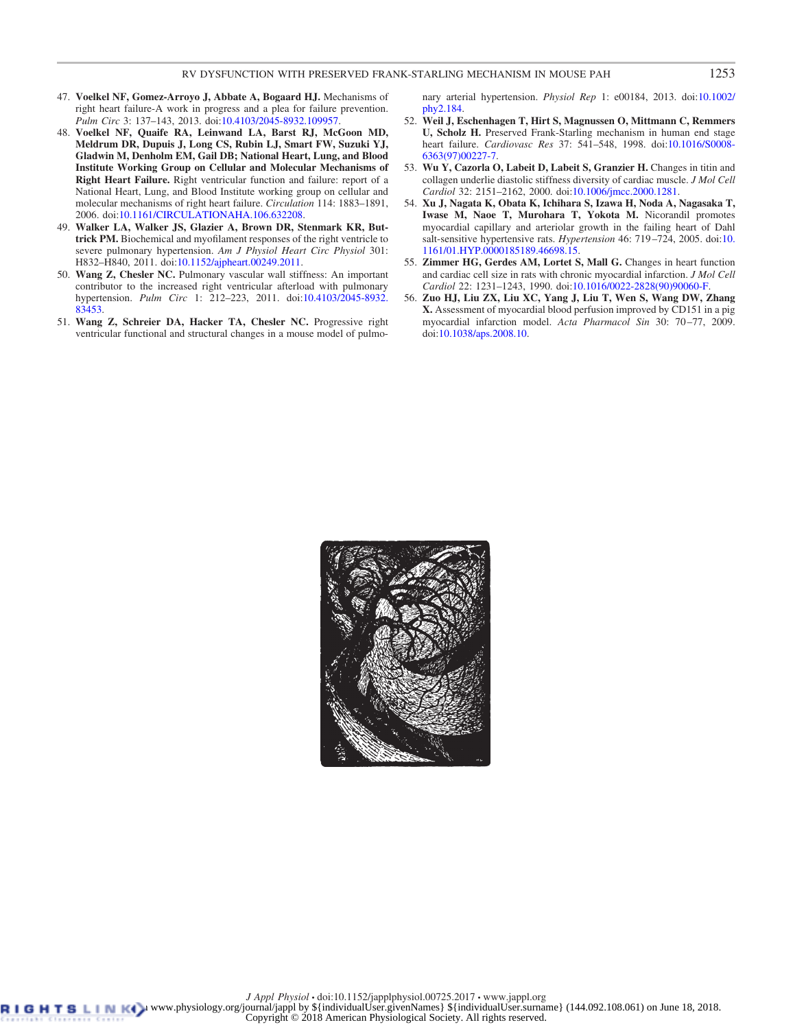47. **Voelkel NF, Gomez-Arroyo J, Abbate A, Bogaard HJ.** Mechanisms of right heart failure-A work in progress and a plea for failure prevention. *Pulm Circ* 3: 137–143, 2013. doi:10.4103/2045-8932.109957.
48. **Voelkel NF, Quaife RA, Leinwand LA, Barst RJ, McGoon MD, Meldrum DR, Dupuis J, Long CS, Rubin LJ, Smart FW, Suzuki YJ, Gladwin M, Denholm EM, Gail DB; National Heart, Lung, and Blood Institute Working Group on Cellular and Molecular Mechanisms of Right Heart Failure.** Right ventricular function and failure: report of a National Heart, Lung, and Blood Institute working group on cellular and molecular mechanisms of right heart failure. *Circulation* 114: 1883–1891, 2006. doi:10.1161/CIRCULATIONAHA.106.632208.
49. **Walker LA, Walker JS, Glazier A, Brown DR, Stenmark KR, Buttrick PM.** Biochemical and myofilament responses of the right ventricle to severe pulmonary hypertension. *Am J Physiol Heart Circ Physiol* 301: H832–H840, 2011. doi:10.1152/ajpheart.00249.2011.
50. **Wang Z, Chesler NC.** Pulmonary vascular wall stiffness: An important contributor to the increased right ventricular afterload with pulmonary hypertension. *Pulm Circ* 1: 212–223, 2011. doi:10.4103/2045-8932.83453.
51. **Wang Z, Schreier DA, Hacker TA, Chesler NC.** Progressive right ventricular functional and structural changes in a mouse model of pulmonary arterial hypertension. *Physiol Rep* 1: e00184, 2013. doi:10.1002/phy2.184.
52. **Weil J, Eschenhagen T, Hirt S, Magnussen O, Mittmann C, Remmers U, Scholz H.** Preserved Frank-Starling mechanism in human end stage heart failure. *Cardiovasc Res* 37: 541–548, 1998. doi:10.1016/S0008-6363(97)00227-7.
53. **Wu Y, Cazorla O, Labeit D, Labeit S, Granzier H.** Changes in titin and collagen underlie diastolic stiffness diversity of cardiac muscle. *J Mol Cell Cardiol* 32: 2151–2162, 2000. doi:10.1006/jmcc.2000.1281.
54. **Xu J, Nagata K, Obata K, Ichihara S, Izawa H, Noda A, Nagasaka T, Iwase M, Naoe T, Murohara T, Yokota M.** Nicorandil promotes myocardial capillary and arteriolar growth in the failing heart of Dahl salt-sensitive hypertensive rats. *Hypertension* 46: 719–724, 2005. doi:10.1161/01.HYP.0000185189.46698.15.
55. **Zimmer HG, Gerdes AM, Lortet S, Mall G.** Changes in heart function and cardiac cell size in rats with chronic myocardial infarction. *J Mol Cell Cardiol* 22: 1231–1243, 1990. doi:10.1016/0022-2828(90)90060-F.
56. **Zuo HJ, Liu ZX, Liu XC, Yang J, Liu T, Wen S, Wang DW, Zhang X.** Assessment of myocardial blood perfusion improved by CD151 in a pig myocardial infarction model. *Acta Pharmacol Sin* 30: 70–77, 2009. doi:10.1038/aps.2008.10.